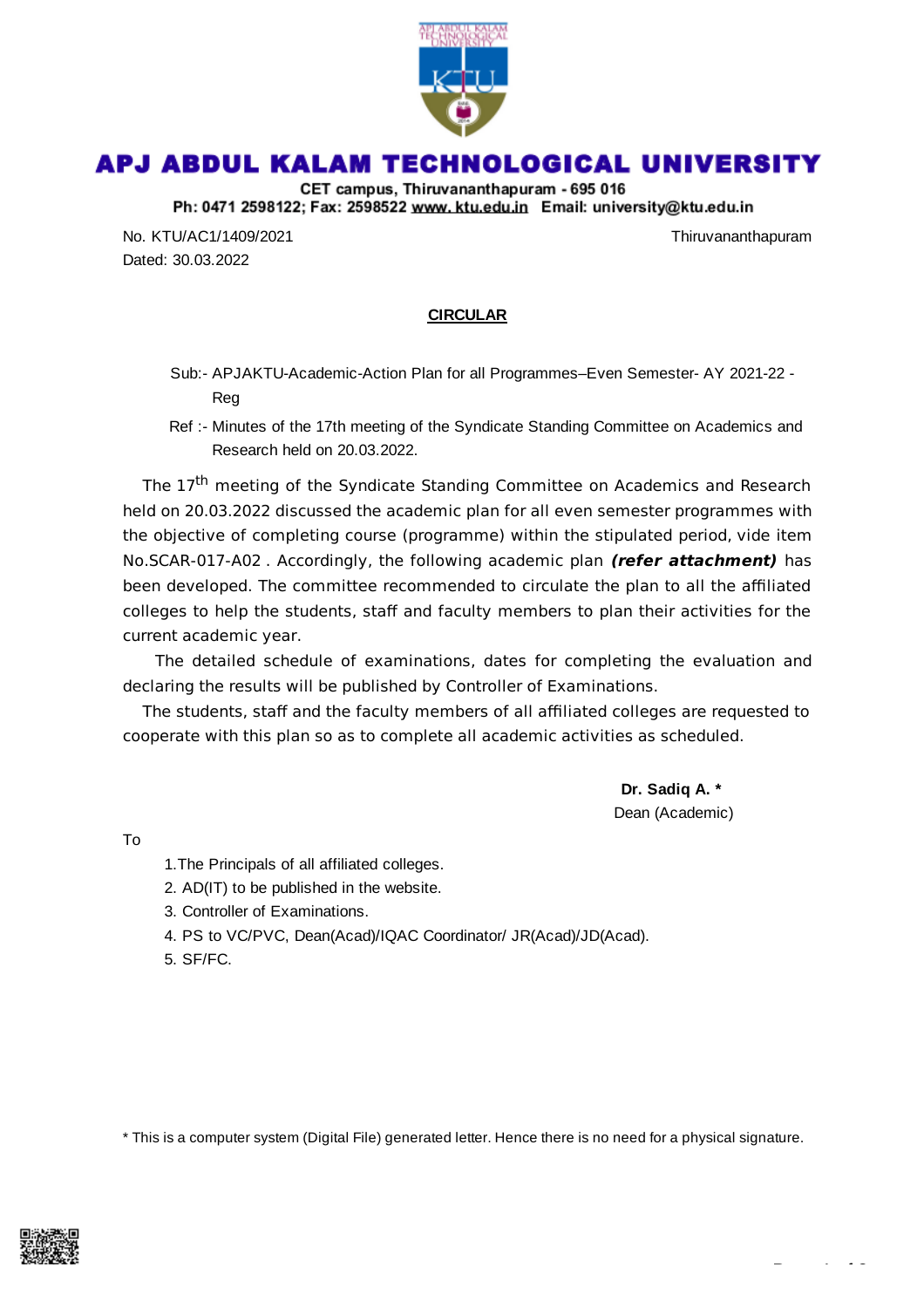# APJ ABDUL KALAM TECHNOLOGICAL UNIVERSITY

CET campus, Thiruvananthapuram - 695 016
Ph: 0471 2598122; Fax: 2598522 www. ktu.edu.in Email: university@ktu.edu.in

No. KTU/AC1/1409/2021 Thiruvananthapuram
Dated: 30.03.2022

## CIRCULAR

Sub:- APJAKTU-Academic-Action Plan for all Programmes–Even Semester- AY 2021-22 - Reg

Ref :- Minutes of the 17th meeting of the Syndicate Standing Committee on Academics and Research held on 20.03.2022.

The 17th meeting of the Syndicate Standing Committee on Academics and Research held on 20.03.2022 discussed the academic plan for all even semester programmes with the objective of completing course (programme) within the stipulated period, vide item No.SCAR-017-A02 . Accordingly, the following academic plan ***(refer attachment)*** has been developed. The committee recommended to circulate the plan to all the affiliated colleges to help the students, staff and faculty members to plan their activities for the current academic year.

The detailed schedule of examinations, dates for completing the evaluation and declaring the results will be published by Controller of Examinations.

The students, staff and the faculty members of all affiliated colleges are requested to cooperate with this plan so as to complete all academic activities as scheduled.

**Dr. Sadiq A. ***
Dean (Academic)

To

1. The Principals of all affiliated colleges.
2. AD(IT) to be published in the website.
3. Controller of Examinations.
4. PS to VC/PVC, Dean(Acad)/IQAC Coordinator/ JR(Acad)/JD(Acad).
5. SF/FC.

* This is a computer system (Digital File) generated letter. Hence there is no need for a physical signature.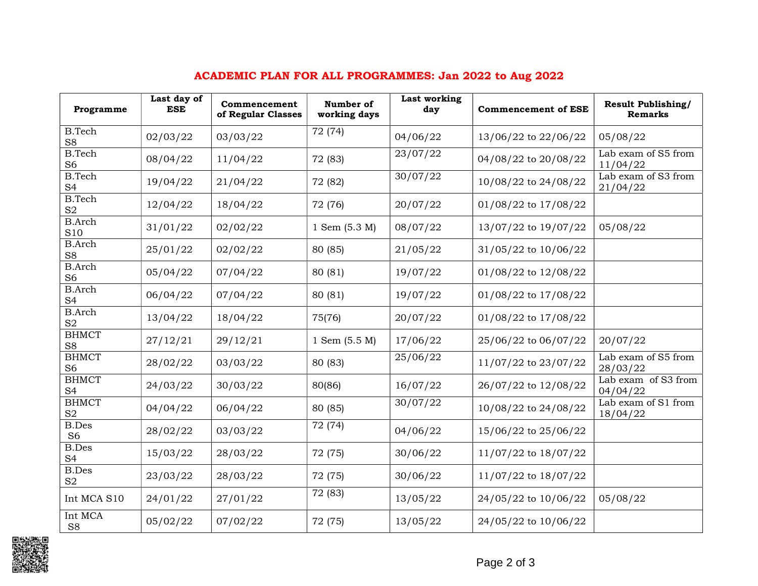# ACADEMIC PLAN FOR ALL PROGRAMMES: Jan 2022 to Aug 2022

| Programme | Last day of ESE | Commencement of Regular Classes | Number of working days | Last working day | Commencement of ESE | Result Publishing/ Remarks |
|---|---|---|---|---|---|---|
| B.Tech S8 | 02/03/22 | 03/03/22 | 72 (74) | 04/06/22 | 13/06/22 to 22/06/22 | 05/08/22 |
| B.Tech S6 | 08/04/22 | 11/04/22 | 72 (83) | 23/07/22 | 04/08/22 to 20/08/22 | Lab exam of S5 from 11/04/22 |
| B.Tech S4 | 19/04/22 | 21/04/22 | 72 (82) | 30/07/22 | 10/08/22 to 24/08/22 | Lab exam of S3 from 21/04/22 |
| B.Tech S2 | 12/04/22 | 18/04/22 | 72 (76) | 20/07/22 | 01/08/22 to 17/08/22 | |
| B.Arch S10 | 31/01/22 | 02/02/22 | 1 Sem (5.3 M) | 08/07/22 | 13/07/22 to 19/07/22 | 05/08/22 |
| B.Arch S8 | 25/01/22 | 02/02/22 | 80 (85) | 21/05/22 | 31/05/22 to 10/06/22 | |
| B.Arch S6 | 05/04/22 | 07/04/22 | 80 (81) | 19/07/22 | 01/08/22 to 12/08/22 | |
| B.Arch S4 | 06/04/22 | 07/04/22 | 80 (81) | 19/07/22 | 01/08/22 to 17/08/22 | |
| B.Arch S2 | 13/04/22 | 18/04/22 | 75(76) | 20/07/22 | 01/08/22 to 17/08/22 | |
| BHMCT S8 | 27/12/21 | 29/12/21 | 1 Sem (5.5 M) | 17/06/22 | 25/06/22 to 06/07/22 | 20/07/22 |
| BHMCT S6 | 28/02/22 | 03/03/22 | 80 (83) | 25/06/22 | 11/07/22 to 23/07/22 | Lab exam of S5 from 28/03/22 |
| BHMCT S4 | 24/03/22 | 30/03/22 | 80(86) | 16/07/22 | 26/07/22 to 12/08/22 | Lab exam of S3 from 04/04/22 |
| BHMCT S2 | 04/04/22 | 06/04/22 | 80 (85) | 30/07/22 | 10/08/22 to 24/08/22 | Lab exam of S1 from 18/04/22 |
| B.Des S6 | 28/02/22 | 03/03/22 | 72 (74) | 04/06/22 | 15/06/22 to 25/06/22 | |
| B.Des S4 | 15/03/22 | 28/03/22 | 72 (75) | 30/06/22 | 11/07/22 to 18/07/22 | |
| B.Des S2 | 23/03/22 | 28/03/22 | 72 (75) | 30/06/22 | 11/07/22 to 18/07/22 | |
| Int MCA S10 | 24/01/22 | 27/01/22 | 72 (83) | 13/05/22 | 24/05/22 to 10/06/22 | 05/08/22 |
| Int MCA S8 | 05/02/22 | 07/02/22 | 72 (75) | 13/05/22 | 24/05/22 to 10/06/22 | |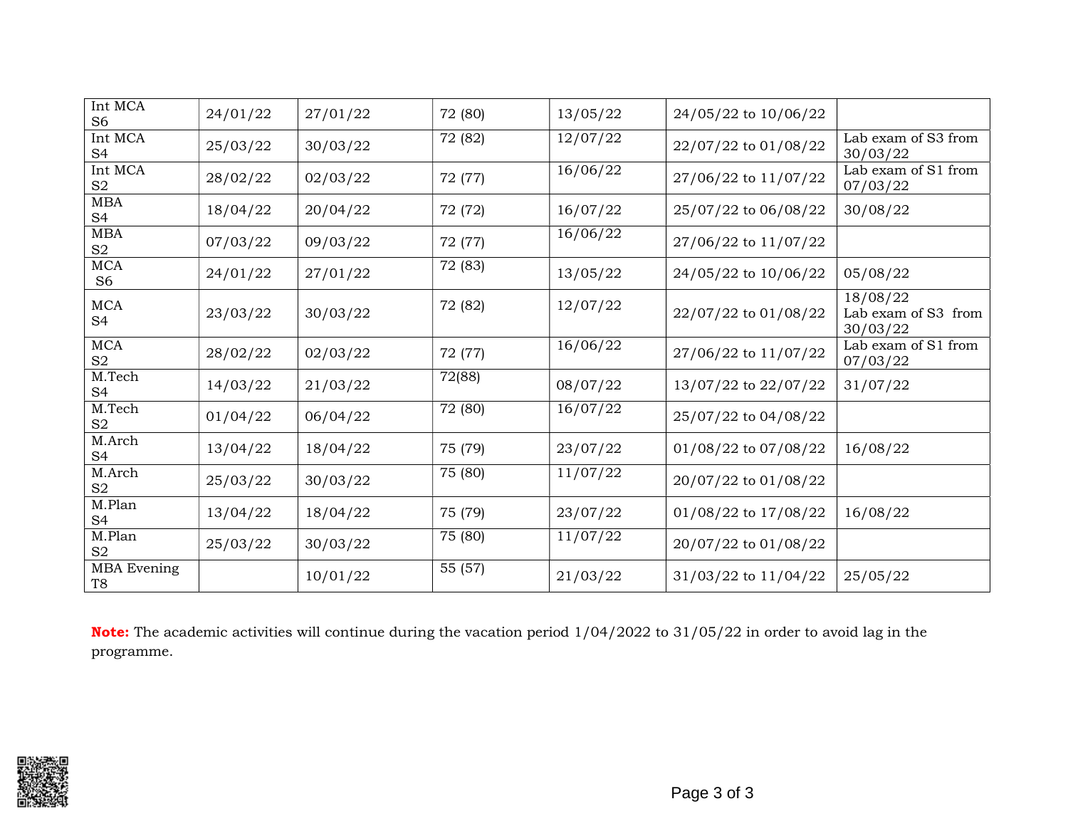| | | | | | | |
|---|---|---|---|---|---|---|
| Int MCA S6 | 24/01/22 | 27/01/22 | 72 (80) | 13/05/22 | 24/05/22 to 10/06/22 | |
| Int MCA S4 | 25/03/22 | 30/03/22 | 72 (82) | 12/07/22 | 22/07/22 to 01/08/22 | Lab exam of S3 from 30/03/22 |
| Int MCA S2 | 28/02/22 | 02/03/22 | 72 (77) | 16/06/22 | 27/06/22 to 11/07/22 | Lab exam of S1 from 07/03/22 |
| MBA S4 | 18/04/22 | 20/04/22 | 72 (72) | 16/07/22 | 25/07/22 to 06/08/22 | 30/08/22 |
| MBA S2 | 07/03/22 | 09/03/22 | 72 (77) | 16/06/22 | 27/06/22 to 11/07/22 | |
| MCA S6 | 24/01/22 | 27/01/22 | 72 (83) | 13/05/22 | 24/05/22 to 10/06/22 | 05/08/22 |
| MCA S4 | 23/03/22 | 30/03/22 | 72 (82) | 12/07/22 | 22/07/22 to 01/08/22 | 18/08/22 Lab exam of S3 from 30/03/22 |
| MCA S2 | 28/02/22 | 02/03/22 | 72 (77) | 16/06/22 | 27/06/22 to 11/07/22 | Lab exam of S1 from 07/03/22 |
| M.Tech S4 | 14/03/22 | 21/03/22 | 72(88) | 08/07/22 | 13/07/22 to 22/07/22 | 31/07/22 |
| M.Tech S2 | 01/04/22 | 06/04/22 | 72 (80) | 16/07/22 | 25/07/22 to 04/08/22 | |
| M.Arch S4 | 13/04/22 | 18/04/22 | 75 (79) | 23/07/22 | 01/08/22 to 07/08/22 | 16/08/22 |
| M.Arch S2 | 25/03/22 | 30/03/22 | 75 (80) | 11/07/22 | 20/07/22 to 01/08/22 | |
| M.Plan S4 | 13/04/22 | 18/04/22 | 75 (79) | 23/07/22 | 01/08/22 to 17/08/22 | 16/08/22 |
| M.Plan S2 | 25/03/22 | 30/03/22 | 75 (80) | 11/07/22 | 20/07/22 to 01/08/22 | |
| MBA Evening T8 | | 10/01/22 | 55 (57) | 21/03/22 | 31/03/22 to 11/04/22 | 25/05/22 |

**Note:** The academic activities will continue during the vacation period 1/04/2022 to 31/05/22 in order to avoid lag in the programme.